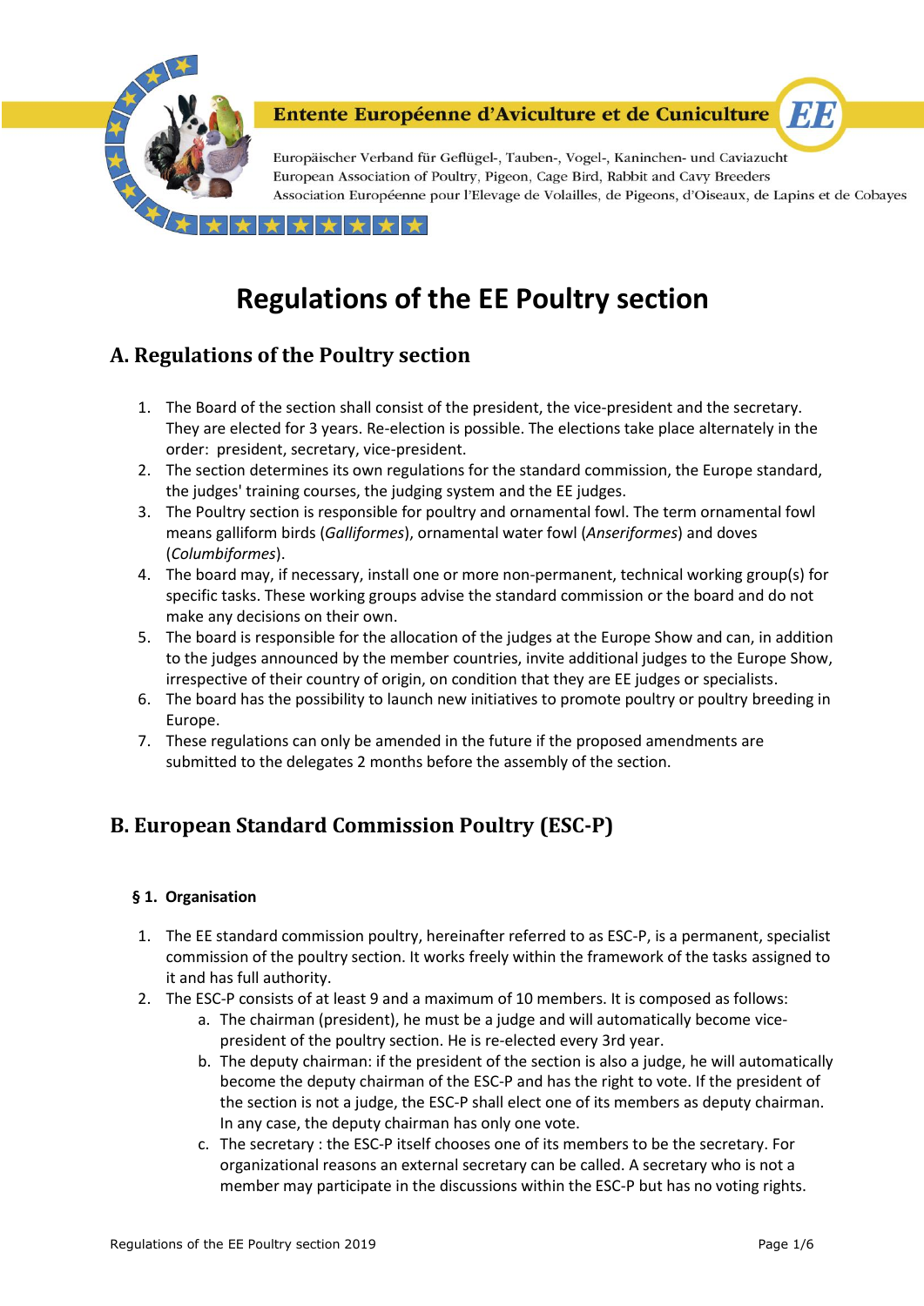Entente Européenne d'Aviculture et de Cuniculture

Europäischer Verband für Geflügel-, Tauben-, Vogel-, Kaninchen- und Caviazucht
European Association of Poultry, Pigeon, Cage Bird, Rabbit and Cavy Breeders
Association Européenne pour l'Elevage de Volailles, de Pigeons, d'Oiseaux, de Lapins et de Cobayes

# Regulations of the EE Poultry section

## A. Regulations of the Poultry section

1. The Board of the section shall consist of the president, the vice-president and the secretary. They are elected for 3 years. Re-election is possible. The elections take place alternately in the order: president, secretary, vice-president.
2. The section determines its own regulations for the standard commission, the Europe standard, the judges' training courses, the judging system and the EE judges.
3. The Poultry section is responsible for poultry and ornamental fowl. The term ornamental fowl means galliform birds (*Galliformes*), ornamental water fowl (*Anseriformes*) and doves (*Columbiformes*).
4. The board may, if necessary, install one or more non-permanent, technical working group(s) for specific tasks. These working groups advise the standard commission or the board and do not make any decisions on their own.
5. The board is responsible for the allocation of the judges at the Europe Show and can, in addition to the judges announced by the member countries, invite additional judges to the Europe Show, irrespective of their country of origin, on condition that they are EE judges or specialists.
6. The board has the possibility to launch new initiatives to promote poultry or poultry breeding in Europe.
7. These regulations can only be amended in the future if the proposed amendments are submitted to the delegates 2 months before the assembly of the section.

## B. European Standard Commission Poultry (ESC-P)

### § 1. Organisation

1. The EE standard commission poultry, hereinafter referred to as ESC-P, is a permanent, specialist commission of the poultry section. It works freely within the framework of the tasks assigned to it and has full authority.
2. The ESC-P consists of at least 9 and a maximum of 10 members. It is composed as follows:
   a. The chairman (president), he must be a judge and will automatically become vice-president of the poultry section. He is re-elected every 3rd year.
   b. The deputy chairman: if the president of the section is also a judge, he will automatically become the deputy chairman of the ESC-P and has the right to vote. If the president of the section is not a judge, the ESC-P shall elect one of its members as deputy chairman. In any case, the deputy chairman has only one vote.
   c. The secretary : the ESC-P itself chooses one of its members to be the secretary. For organizational reasons an external secretary can be called. A secretary who is not a member may participate in the discussions within the ESC-P but has no voting rights.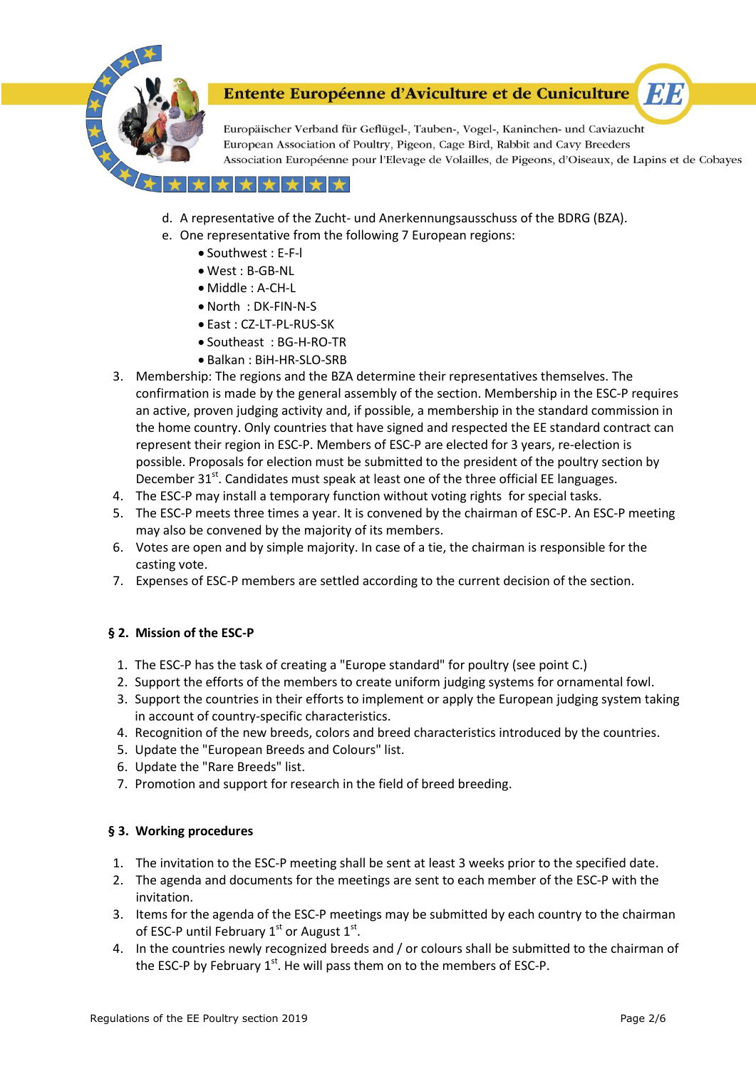d. A representative of the Zucht- und Anerkennungsausschuss of the BDRG (BZA).
e. One representative from the following 7 European regions:
    - Southwest : E-F-I
    - West : B-GB-NL
    - Middle : A-CH-L
    - North : DK-FIN-N-S
    - East : CZ-LT-PL-RUS-SK
    - Southeast : BG-H-RO-TR
    - Balkan : BiH-HR-SLO-SRB

3. Membership: The regions and the BZA determine their representatives themselves. The confirmation is made by the general assembly of the section. Membership in the ESC-P requires an active, proven judging activity and, if possible, a membership in the standard commission in the home country. Only countries that have signed and respected the EE standard contract can represent their region in ESC-P. Members of ESC-P are elected for 3 years, re-election is possible. Proposals for election must be submitted to the president of the poultry section by December 31st. Candidates must speak at least one of the three official EE languages.
4. The ESC-P may install a temporary function without voting rights for special tasks.
5. The ESC-P meets three times a year. It is convened by the chairman of ESC-P. An ESC-P meeting may also be convened by the majority of its members.
6. Votes are open and by simple majority. In case of a tie, the chairman is responsible for the casting vote.
7. Expenses of ESC-P members are settled according to the current decision of the section.

**§ 2. Mission of the ESC-P**

1. The ESC-P has the task of creating a "Europe standard" for poultry (see point C.)
2. Support the efforts of the members to create uniform judging systems for ornamental fowl.
3. Support the countries in their efforts to implement or apply the European judging system taking in account of country-specific characteristics.
4. Recognition of the new breeds, colors and breed characteristics introduced by the countries.
5. Update the "European Breeds and Colours" list.
6. Update the "Rare Breeds" list.
7. Promotion and support for research in the field of breed breeding.

**§ 3. Working procedures**

1. The invitation to the ESC-P meeting shall be sent at least 3 weeks prior to the specified date.
2. The agenda and documents for the meetings are sent to each member of the ESC-P with the invitation.
3. Items for the agenda of the ESC-P meetings may be submitted by each country to the chairman of ESC-P until February 1st or August 1st.
4. In the countries newly recognized breeds and / or colours shall be submitted to the chairman of the ESC-P by February 1st. He will pass them on to the members of ESC-P.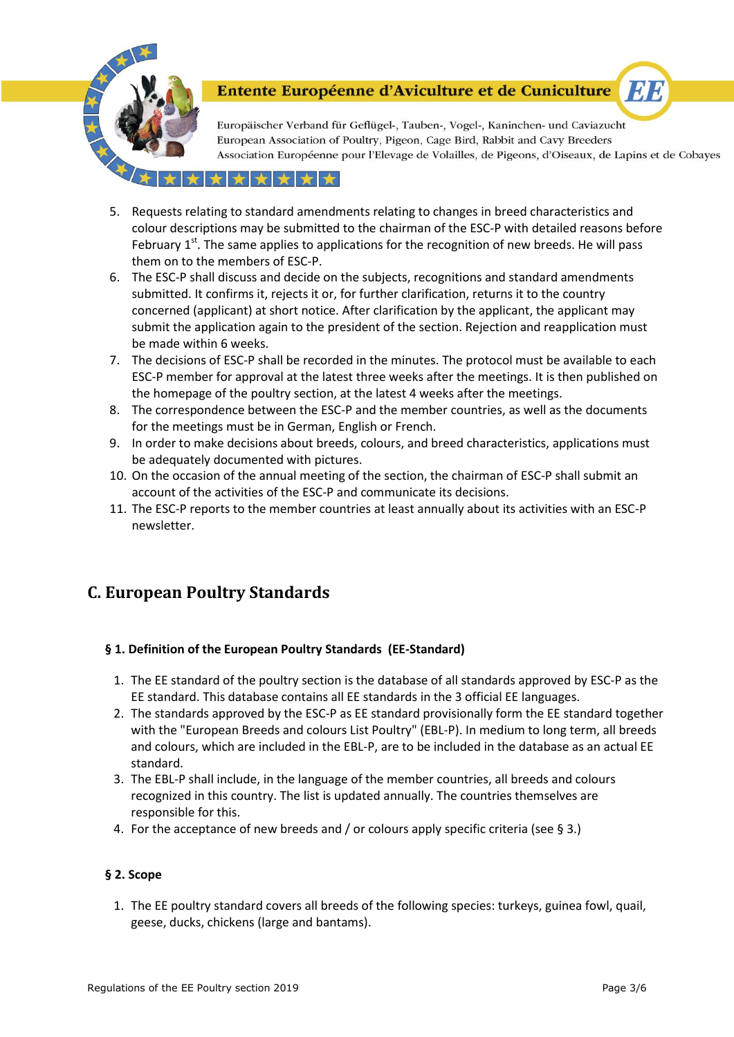5. Requests relating to standard amendments relating to changes in breed characteristics and colour descriptions may be submitted to the chairman of the ESC-P with detailed reasons before February 1st. The same applies to applications for the recognition of new breeds. He will pass them on to the members of ESC-P.
6. The ESC-P shall discuss and decide on the subjects, recognitions and standard amendments submitted. It confirms it, rejects it or, for further clarification, returns it to the country concerned (applicant) at short notice. After clarification by the applicant, the applicant may submit the application again to the president of the section. Rejection and reapplication must be made within 6 weeks.
7. The decisions of ESC-P shall be recorded in the minutes. The protocol must be available to each ESC-P member for approval at the latest three weeks after the meetings. It is then published on the homepage of the poultry section, at the latest 4 weeks after the meetings.
8. The correspondence between the ESC-P and the member countries, as well as the documents for the meetings must be in German, English or French.
9. In order to make decisions about breeds, colours, and breed characteristics, applications must be adequately documented with pictures.
10. On the occasion of the annual meeting of the section, the chairman of ESC-P shall submit an account of the activities of the ESC-P and communicate its decisions.
11. The ESC-P reports to the member countries at least annually about its activities with an ESC-P newsletter.

## C. European Poultry Standards

### § 1. Definition of the European Poultry Standards (EE-Standard)

1. The EE standard of the poultry section is the database of all standards approved by ESC-P as the EE standard. This database contains all EE standards in the 3 official EE languages.
2. The standards approved by the ESC-P as EE standard provisionally form the EE standard together with the "European Breeds and colours List Poultry" (EBL-P). In medium to long term, all breeds and colours, which are included in the EBL-P, are to be included in the database as an actual EE standard.
3. The EBL-P shall include, in the language of the member countries, all breeds and colours recognized in this country. The list is updated annually. The countries themselves are responsible for this.
4. For the acceptance of new breeds and / or colours apply specific criteria (see § 3.)

### § 2. Scope

1. The EE poultry standard covers all breeds of the following species: turkeys, guinea fowl, quail, geese, ducks, chickens (large and bantams).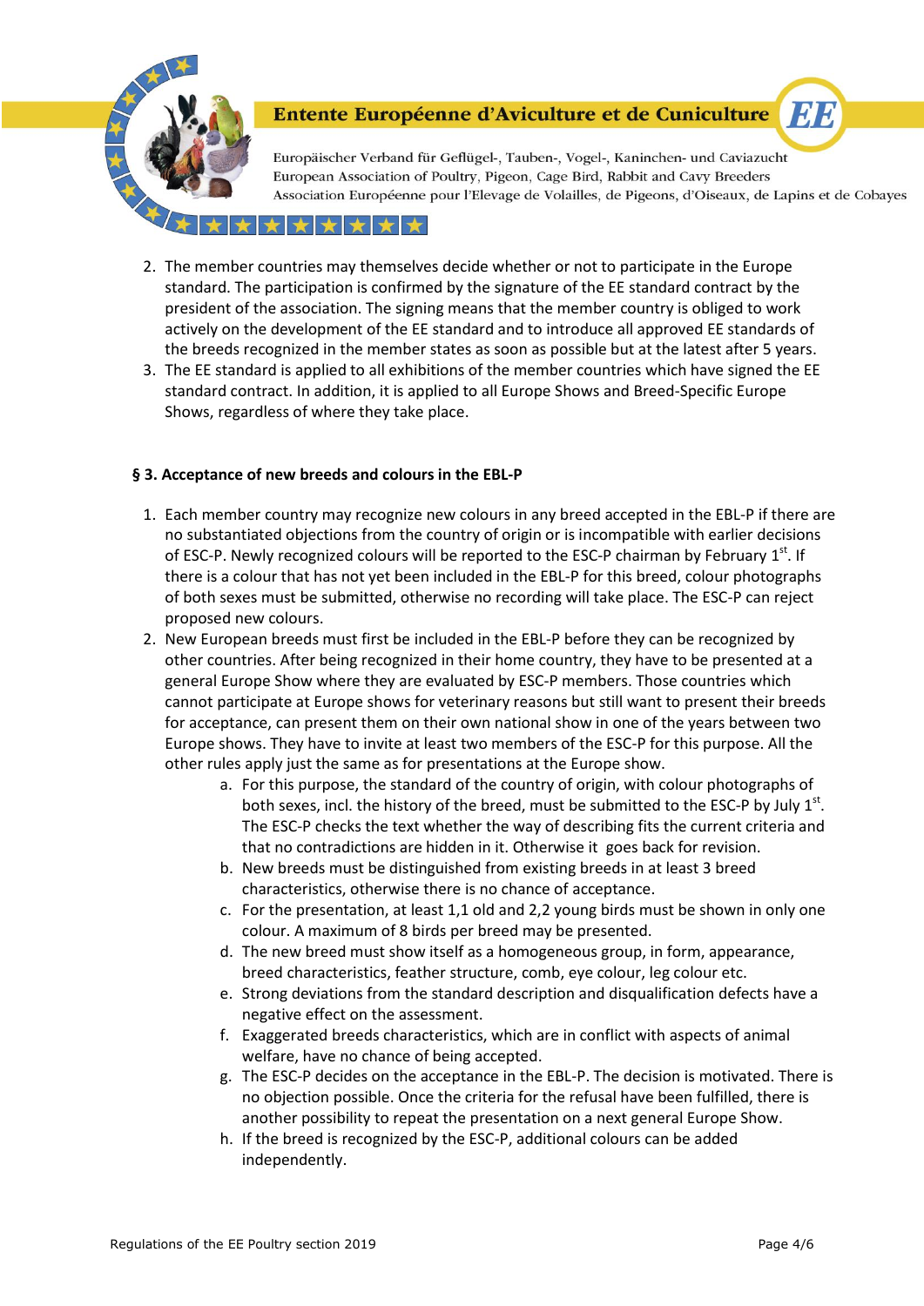2. The member countries may themselves decide whether or not to participate in the Europe standard. The participation is confirmed by the signature of the EE standard contract by the president of the association. The signing means that the member country is obliged to work actively on the development of the EE standard and to introduce all approved EE standards of the breeds recognized in the member states as soon as possible but at the latest after 5 years.
3. The EE standard is applied to all exhibitions of the member countries which have signed the EE standard contract. In addition, it is applied to all Europe Shows and Breed-Specific Europe Shows, regardless of where they take place.

### § 3. Acceptance of new breeds and colours in the EBL-P

1. Each member country may recognize new colours in any breed accepted in the EBL-P if there are no substantiated objections from the country of origin or is incompatible with earlier decisions of ESC-P. Newly recognized colours will be reported to the ESC-P chairman by February 1st. If there is a colour that has not yet been included in the EBL-P for this breed, colour photographs of both sexes must be submitted, otherwise no recording will take place. The ESC-P can reject proposed new colours.
2. New European breeds must first be included in the EBL-P before they can be recognized by other countries. After being recognized in their home country, they have to be presented at a general Europe Show where they are evaluated by ESC-P members. Those countries which cannot participate at Europe shows for veterinary reasons but still want to present their breeds for acceptance, can present them on their own national show in one of the years between two Europe shows. They have to invite at least two members of the ESC-P for this purpose. All the other rules apply just the same as for presentations at the Europe show.
   a. For this purpose, the standard of the country of origin, with colour photographs of both sexes, incl. the history of the breed, must be submitted to the ESC-P by July 1st. The ESC-P checks the text whether the way of describing fits the current criteria and that no contradictions are hidden in it. Otherwise it goes back for revision.
   b. New breeds must be distinguished from existing breeds in at least 3 breed characteristics, otherwise there is no chance of acceptance.
   c. For the presentation, at least 1,1 old and 2,2 young birds must be shown in only one colour. A maximum of 8 birds per breed may be presented.
   d. The new breed must show itself as a homogeneous group, in form, appearance, breed characteristics, feather structure, comb, eye colour, leg colour etc.
   e. Strong deviations from the standard description and disqualification defects have a negative effect on the assessment.
   f. Exaggerated breeds characteristics, which are in conflict with aspects of animal welfare, have no chance of being accepted.
   g. The ESC-P decides on the acceptance in the EBL-P. The decision is motivated. There is no objection possible. Once the criteria for the refusal have been fulfilled, there is another possibility to repeat the presentation on a next general Europe Show.
   h. If the breed is recognized by the ESC-P, additional colours can be added independently.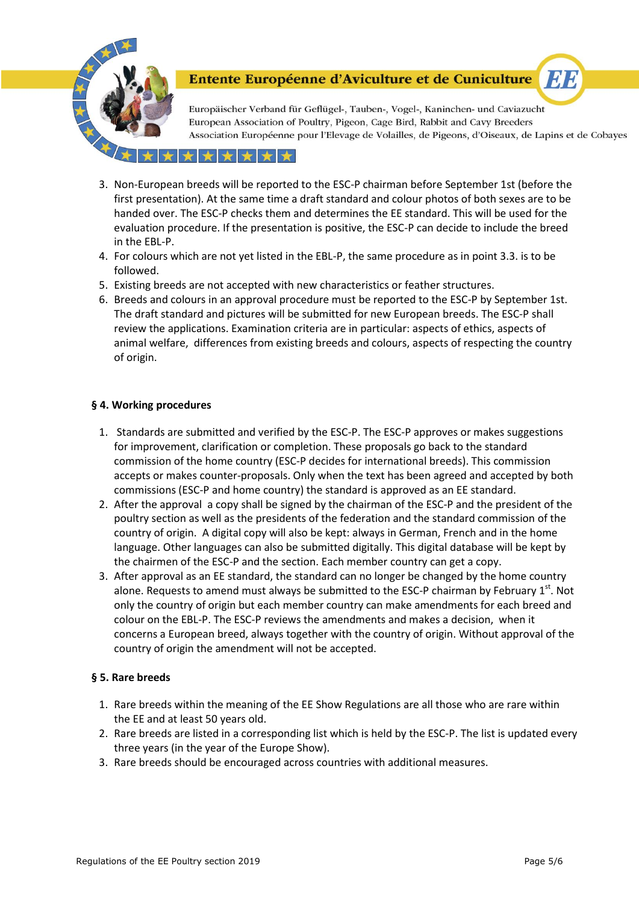3. Non-European breeds will be reported to the ESC-P chairman before September 1st (before the first presentation). At the same time a draft standard and colour photos of both sexes are to be handed over. The ESC-P checks them and determines the EE standard. This will be used for the evaluation procedure. If the presentation is positive, the ESC-P can decide to include the breed in the EBL-P.
4. For colours which are not yet listed in the EBL-P, the same procedure as in point 3.3. is to be followed.
5. Existing breeds are not accepted with new characteristics or feather structures.
6. Breeds and colours in an approval procedure must be reported to the ESC-P by September 1st. The draft standard and pictures will be submitted for new European breeds. The ESC-P shall review the applications. Examination criteria are in particular: aspects of ethics, aspects of animal welfare, differences from existing breeds and colours, aspects of respecting the country of origin.

### § 4. Working procedures

1. Standards are submitted and verified by the ESC-P. The ESC-P approves or makes suggestions for improvement, clarification or completion. These proposals go back to the standard commission of the home country (ESC-P decides for international breeds). This commission accepts or makes counter-proposals. Only when the text has been agreed and accepted by both commissions (ESC-P and home country) the standard is approved as an EE standard.
2. After the approval a copy shall be signed by the chairman of the ESC-P and the president of the poultry section as well as the presidents of the federation and the standard commission of the country of origin. A digital copy will also be kept: always in German, French and in the home language. Other languages can also be submitted digitally. This digital database will be kept by the chairmen of the ESC-P and the section. Each member country can get a copy.
3. After approval as an EE standard, the standard can no longer be changed by the home country alone. Requests to amend must always be submitted to the ESC-P chairman by February 1st. Not only the country of origin but each member country can make amendments for each breed and colour on the EBL-P. The ESC-P reviews the amendments and makes a decision, when it concerns a European breed, always together with the country of origin. Without approval of the country of origin the amendment will not be accepted.

### § 5. Rare breeds

1. Rare breeds within the meaning of the EE Show Regulations are all those who are rare within the EE and at least 50 years old.
2. Rare breeds are listed in a corresponding list which is held by the ESC-P. The list is updated every three years (in the year of the Europe Show).
3. Rare breeds should be encouraged across countries with additional measures.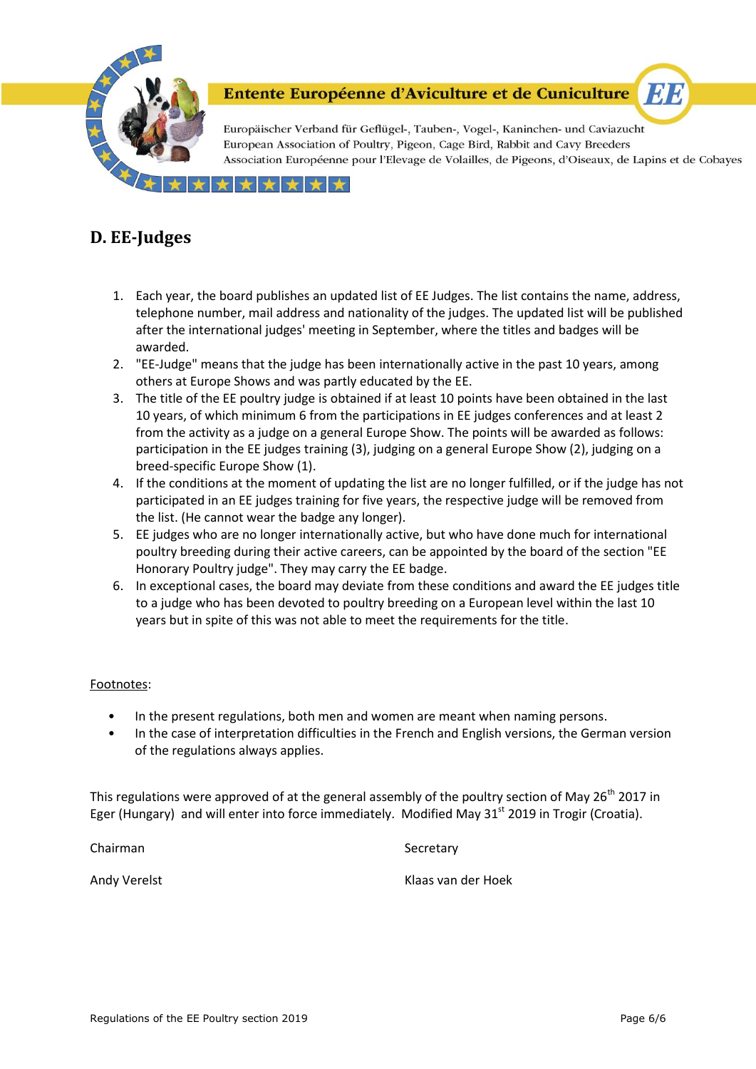## D. EE-Judges

1. Each year, the board publishes an updated list of EE Judges. The list contains the name, address, telephone number, mail address and nationality of the judges. The updated list will be published after the international judges' meeting in September, where the titles and badges will be awarded.
2. "EE-Judge" means that the judge has been internationally active in the past 10 years, among others at Europe Shows and was partly educated by the EE.
3. The title of the EE poultry judge is obtained if at least 10 points have been obtained in the last 10 years, of which minimum 6 from the participations in EE judges conferences and at least 2 from the activity as a judge on a general Europe Show. The points will be awarded as follows: participation in the EE judges training (3), judging on a general Europe Show (2), judging on a breed-specific Europe Show (1).
4. If the conditions at the moment of updating the list are no longer fulfilled, or if the judge has not participated in an EE judges training for five years, the respective judge will be removed from the list. (He cannot wear the badge any longer).
5. EE judges who are no longer internationally active, but who have done much for international poultry breeding during their active careers, can be appointed by the board of the section "EE Honorary Poultry judge". They may carry the EE badge.
6. In exceptional cases, the board may deviate from these conditions and award the EE judges title to a judge who has been devoted to poultry breeding on a European level within the last 10 years but in spite of this was not able to meet the requirements for the title.

Footnotes:

- In the present regulations, both men and women are meant when naming persons.
- In the case of interpretation difficulties in the French and English versions, the German version of the regulations always applies.

This regulations were approved of at the general assembly of the poultry section of May 26th 2017 in Eger (Hungary) and will enter into force immediately. Modified May 31st 2019 in Trogir (Croatia).

| | |
|---|---|
| Chairman | Secretary |
| Andy Verelst | Klaas van der Hoek |